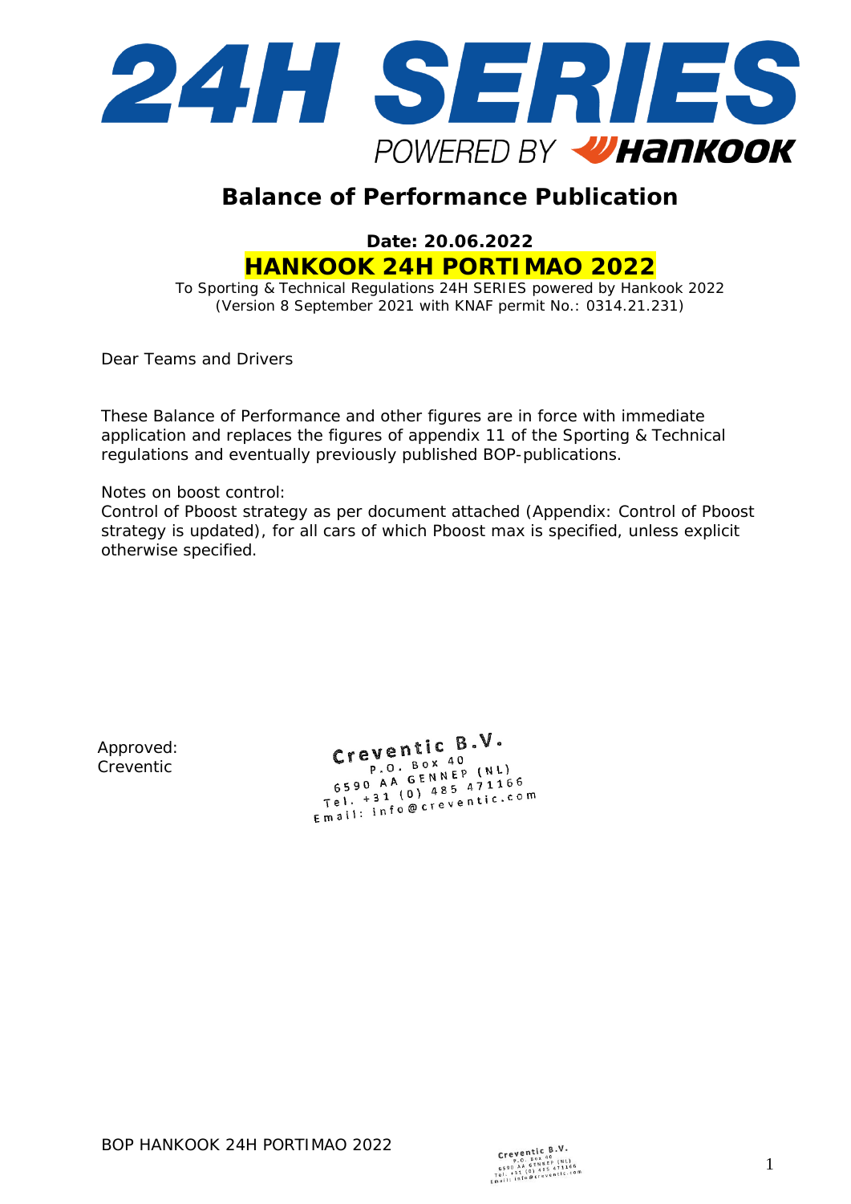# 24H SERIES

POWERED BY HANKOOK

## Balance of Performance Publication

**Date: 20.06.2022**

**HANKOOK 24H PORTIMAO 2022**

To Sporting & Technical Regulations 24H SERIES powered by Hankook 2022
(Version 8 September 2021 with KNAF permit No.: 0314.21.231)

Dear Teams and Drivers

These Balance of Performance and other figures are in force with immediate application and replaces the figures of appendix 11 of the Sporting & Technical regulations and eventually previously published BOP-publications.

Notes on boost control:
Control of Pboost strategy as per document attached (Appendix: Control of Pboost strategy is updated), for all cars of which Pboost max is specified, unless explicit otherwise specified.

Approved:
Creventic

Creventic B.V.
P.O. Box 40
6590 AA GENNEP (NL)
Tel. +31 (0) 485 471166
Email: info@creventic.com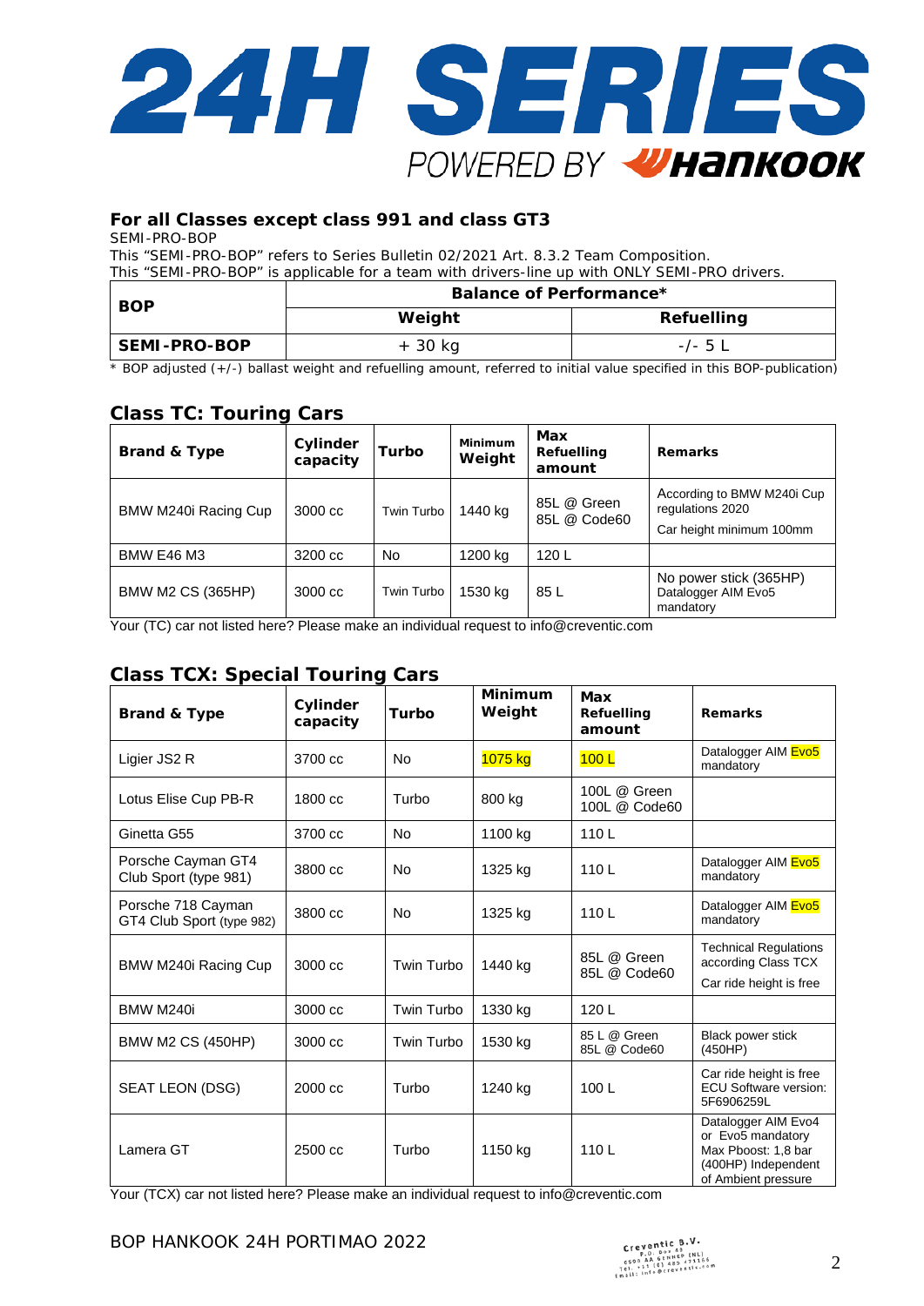## For all Classes except class 991 and class GT3

SEMI-PRO-BOP

This "SEMI-PRO-BOP" refers to Series Bulletin 02/2021 Art. 8.3.2 Team Composition.

This "SEMI-PRO-BOP" is applicable for a team with drivers-line up with ONLY SEMI-PRO drivers.

| BOP | Balance of Performance* | |
|---|---|---|
| | Weight | Refuelling |
| SEMI-PRO-BOP | + 30 kg | -/- 5 L |

* BOP adjusted (+/-) ballast weight and refuelling amount, referred to initial value specified in this BOP-publication)

## Class TC: Touring Cars

| Brand & Type | Cylinder capacity | Turbo | Minimum Weight | Max Refuelling amount | Remarks |
|---|---|---|---|---|---|
| BMW M240i Racing Cup | 3000 cc | Twin Turbo | 1440 kg | 85L @ Green<br>85L @ Code60 | According to BMW M240i Cup regulations 2020<br>Car height minimum 100mm |
| BMW E46 M3 | 3200 cc | No | 1200 kg | 120 L | |
| BMW M2 CS (365HP) | 3000 cc | Twin Turbo | 1530 kg | 85 L | No power stick (365HP)<br>Datalogger AIM Evo5 mandatory |

Your (TC) car not listed here? Please make an individual request to info@creventic.com

## Class TCX: Special Touring Cars

| Brand & Type | Cylinder capacity | Turbo | Minimum Weight | Max Refuelling amount | Remarks |
|---|---|---|---|---|---|
| Ligier JS2 R | 3700 cc | No | 1075 kg | 100 L | Datalogger AIM Evo5 mandatory |
| Lotus Elise Cup PB-R | 1800 cc | Turbo | 800 kg | 100L @ Green<br>100L @ Code60 | |
| Ginetta G55 | 3700 cc | No | 1100 kg | 110 L | |
| Porsche Cayman GT4 Club Sport (type 981) | 3800 cc | No | 1325 kg | 110 L | Datalogger AIM Evo5 mandatory |
| Porsche 718 Cayman GT4 Club Sport (type 982) | 3800 cc | No | 1325 kg | 110 L | Datalogger AIM Evo5 mandatory |
| BMW M240i Racing Cup | 3000 cc | Twin Turbo | 1440 kg | 85L @ Green<br>85L @ Code60 | Technical Regulations according Class TCX<br>Car ride height is free |
| BMW M240i | 3000 cc | Twin Turbo | 1330 kg | 120 L | |
| BMW M2 CS (450HP) | 3000 cc | Twin Turbo | 1530 kg | 85 L @ Green<br>85L @ Code60 | Black power stick (450HP) |
| SEAT LEON (DSG) | 2000 cc | Turbo | 1240 kg | 100 L | Car ride height is free<br>ECU Software version: 5F6906259L |
| Lamera GT | 2500 cc | Turbo | 1150 kg | 110 L | Datalogger AIM Evo4 or Evo5 mandatory<br>Max Pboost: 1,8 bar (400HP) Independent of Ambient pressure |

Your (TCX) car not listed here? Please make an individual request to info@creventic.com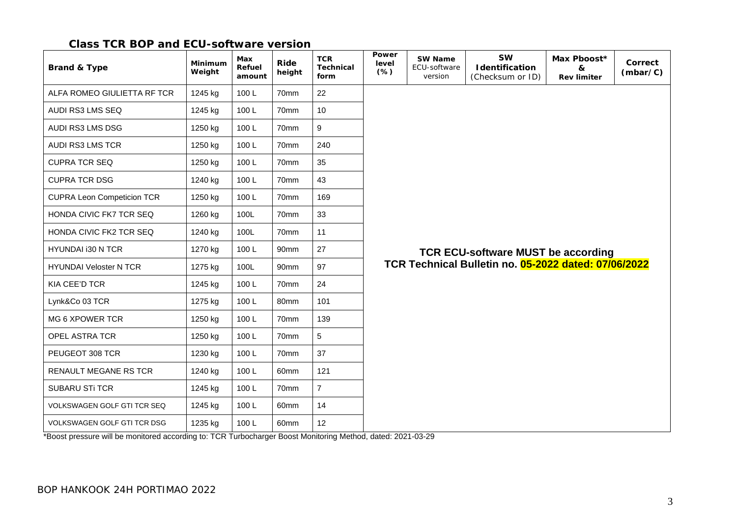## Class TCR BOP and ECU-software version

| Brand & Type | Minimum Weight | Max Refuel amount | Ride height | TCR Technical form | Power level (%) | SW Name ECU-software version | SW Identification (Checksum or ID) | Max Pboost* & Rev limiter | Correct (mbar/C) |
|---|---|---|---|---|---|---|---|---|---|
| ALFA ROMEO GIULIETTA RF TCR | 1245 kg | 100 L | 70mm | 22 | | | | | |
| AUDI RS3 LMS SEQ | 1245 kg | 100 L | 70mm | 10 | | | | | |
| AUDI RS3 LMS DSG | 1250 kg | 100 L | 70mm | 9 | | | | | |
| AUDI RS3 LMS TCR | 1250 kg | 100 L | 70mm | 240 | | | | | |
| CUPRA TCR SEQ | 1250 kg | 100 L | 70mm | 35 | | | | | |
| CUPRA TCR DSG | 1240 kg | 100 L | 70mm | 43 | | | | | |
| CUPRA Leon Competicion TCR | 1250 kg | 100 L | 70mm | 169 | | | | | |
| HONDA CIVIC FK7 TCR SEQ | 1260 kg | 100L | 70mm | 33 | | | | | |
| HONDA CIVIC FK2 TCR SEQ | 1240 kg | 100L | 70mm | 11 | | | | | |
| HYUNDAI i30 N TCR | 1270 kg | 100 L | 90mm | 27 | **TCR ECU-software MUST be according TCR Technical Bulletin no. 05-2022 dated: 07/06/2022** | | | | |
| HYUNDAI Veloster N TCR | 1275 kg | 100L | 90mm | 97 | | | | | |
| KIA CEE'D TCR | 1245 kg | 100 L | 70mm | 24 | | | | | |
| Lynk&Co 03 TCR | 1275 kg | 100 L | 80mm | 101 | | | | | |
| MG 6 XPOWER TCR | 1250 kg | 100 L | 70mm | 139 | | | | | |
| OPEL ASTRA TCR | 1250 kg | 100 L | 70mm | 5 | | | | | |
| PEUGEOT 308 TCR | 1230 kg | 100 L | 70mm | 37 | | | | | |
| RENAULT MEGANE RS TCR | 1240 kg | 100 L | 60mm | 121 | | | | | |
| SUBARU STi TCR | 1245 kg | 100 L | 70mm | 7 | | | | | |
| VOLKSWAGEN GOLF GTI TCR SEQ | 1245 kg | 100 L | 60mm | 14 | | | | | |
| VOLKSWAGEN GOLF GTI TCR DSG | 1235 kg | 100 L | 60mm | 12 | | | | | |

*Boost pressure will be monitored according to: TCR Turbocharger Boost Monitoring Method, dated: 2021-03-29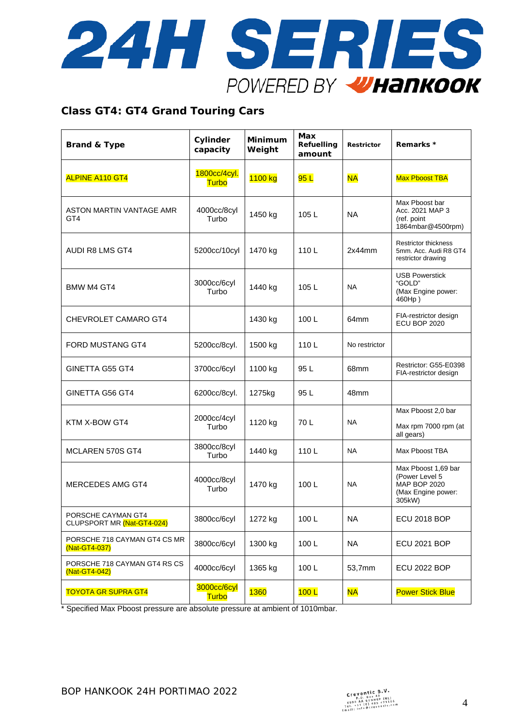# 24H SERIES

POWERED BY HANKOOK

## Class GT4: GT4 Grand Touring Cars

| Brand & Type | Cylinder capacity | Minimum Weight | Max Refuelling amount | Restrictor | Remarks * |
|---|---|---|---|---|---|
| ALPINE A110 GT4 | 1800cc/4cyl. Turbo | 1100 kg | 95 L | NA | Max Pboost TBA |
| ASTON MARTIN VANTAGE AMR GT4 | 4000cc/8cyl Turbo | 1450 kg | 105 L | NA | Max Pboost bar Acc. 2021 MAP 3 (ref. point 1864mbar@4500rpm) |
| AUDI R8 LMS GT4 | 5200cc/10cyl | 1470 kg | 110 L | 2x44mm | Restrictor thickness 5mm. Acc. Audi R8 GT4 restrictor drawing |
| BMW M4 GT4 | 3000cc/6cyl Turbo | 1440 kg | 105 L | NA | USB Powerstick "GOLD" (Max Engine power: 460Hp ) |
| CHEVROLET CAMARO GT4 | | 1430 kg | 100 L | 64mm | FIA-restrictor design ECU BOP 2020 |
| FORD MUSTANG GT4 | 5200cc/8cyl. | 1500 kg | 110 L | No restrictor | |
| GINETTA G55 GT4 | 3700cc/6cyl | 1100 kg | 95 L | 68mm | Restrictor: G55-E0398 FIA-restrictor design |
| GINETTA G56 GT4 | 6200cc/8cyl. | 1275kg | 95 L | 48mm | |
| KTM X-BOW GT4 | 2000cc/4cyl Turbo | 1120 kg | 70 L | NA | Max Pboost 2,0 bar<br>Max rpm 7000 rpm (at all gears) |
| MCLAREN 570S GT4 | 3800cc/8cyl Turbo | 1440 kg | 110 L | NA | Max Pboost TBA |
| MERCEDES AMG GT4 | 4000cc/8cyl Turbo | 1470 kg | 100 L | NA | Max Pboost 1,69 bar (Power Level 5 MAP BOP 2020 (Max Engine power: 305kW) |
| PORSCHE CAYMAN GT4 CLUPSPORT MR (Nat-GT4-024) | 3800cc/6cyl | 1272 kg | 100 L | NA | ECU 2018 BOP |
| PORSCHE 718 CAYMAN GT4 CS MR (Nat-GT4-037) | 3800cc/6cyl | 1300 kg | 100 L | NA | ECU 2021 BOP |
| PORSCHE 718 CAYMAN GT4 RS CS (Nat-GT4-042) | 4000cc/6cyl | 1365 kg | 100 L | 53,7mm | ECU 2022 BOP |
| TOYOTA GR SUPRA GT4 | 3000cc/6cyl Turbo | 1360 | 100 L | NA | Power Stick Blue |

* Specified Max Pboost pressure are absolute pressure at ambient of 1010mbar.

BOP HANKOOK 24H PORTIMAO 2022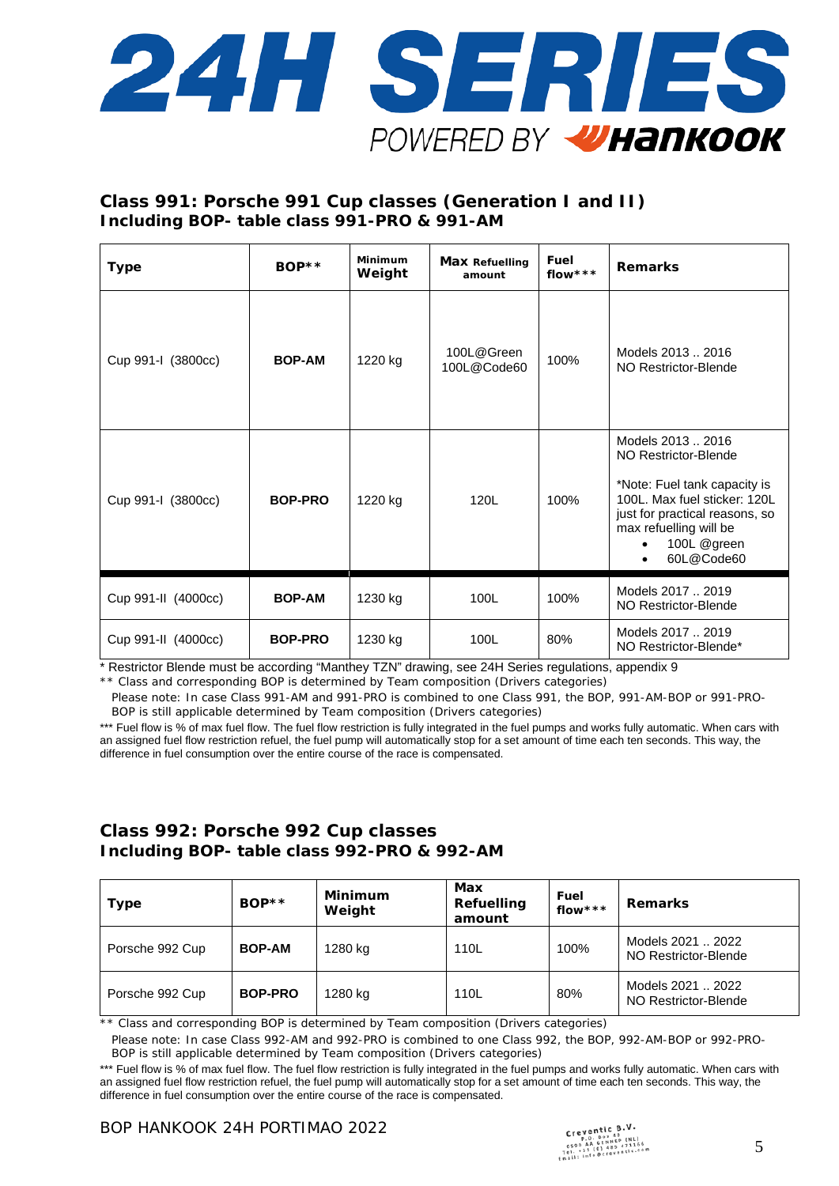## Class 991: Porsche 991 Cup classes (Generation I and II)
## Including BOP- table class 991-PRO & 991-AM

| Type | BOP** | Minimum Weight | Max Refuelling amount | Fuel flow*** | Remarks |
|---|---|---|---|---|---|
| Cup 991-I (3800cc) | BOP-AM | 1220 kg | 100L@Green<br>100L@Code60 | 100% | Models 2013 .. 2016<br>NO Restrictor-Blende |
| Cup 991-I (3800cc) | BOP-PRO | 1220 kg | 120L | 100% | Models 2013 .. 2016<br>NO Restrictor-Blende<br><br>*Note: Fuel tank capacity is 100L. Max fuel sticker: 120L just for practical reasons, so max refuelling will be<br>• 100L @green<br>• 60L@Code60 |
| Cup 991-II (4000cc) | BOP-AM | 1230 kg | 100L | 100% | Models 2017 .. 2019<br>NO Restrictor-Blende |
| Cup 991-II (4000cc) | BOP-PRO | 1230 kg | 100L | 80% | Models 2017 .. 2019<br>NO Restrictor-Blende* |

* Restrictor Blende must be according "Manthey TZN" drawing, see 24H Series regulations, appendix 9

** Class and corresponding BOP is determined by Team composition (Drivers categories)

Please note: In case Class 991-AM and 991-PRO is combined to one Class 991, the BOP, 991-AM-BOP or 991-PRO-BOP is still applicable determined by Team composition (Drivers categories)

*** Fuel flow is % of max fuel flow. The fuel flow restriction is fully integrated in the fuel pumps and works fully automatic. When cars with an assigned fuel flow restriction refuel, the fuel pump will automatically stop for a set amount of time each ten seconds. This way, the difference in fuel consumption over the entire course of the race is compensated.

## Class 992: Porsche 992 Cup classes
## Including BOP- table class 992-PRO & 992-AM

| Type | BOP** | Minimum Weight | Max Refuelling amount | Fuel flow*** | Remarks |
|---|---|---|---|---|---|
| Porsche 992 Cup | BOP-AM | 1280 kg | 110L | 100% | Models 2021 .. 2022<br>NO Restrictor-Blende |
| Porsche 992 Cup | BOP-PRO | 1280 kg | 110L | 80% | Models 2021 .. 2022<br>NO Restrictor-Blende |

** Class and corresponding BOP is determined by Team composition (Drivers categories)

Please note: In case Class 992-AM and 992-PRO is combined to one Class 992, the BOP, 992-AM-BOP or 992-PRO-BOP is still applicable determined by Team composition (Drivers categories)

*** Fuel flow is % of max fuel flow. The fuel flow restriction is fully integrated in the fuel pumps and works fully automatic. When cars with an assigned fuel flow restriction refuel, the fuel pump will automatically stop for a set amount of time each ten seconds. This way, the difference in fuel consumption over the entire course of the race is compensated.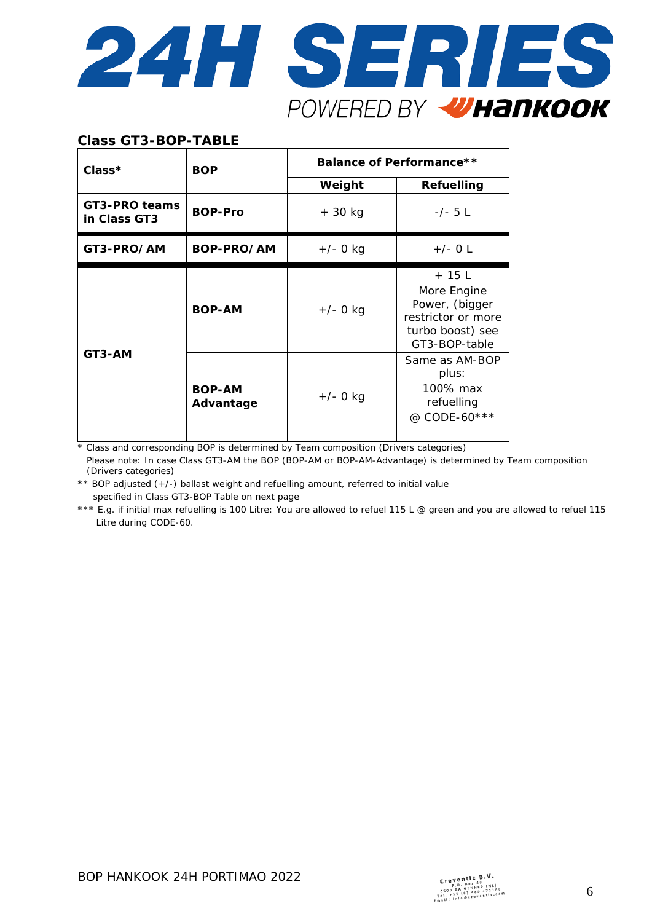## Class GT3-BOP-TABLE

| Class* | BOP | Balance of Performance** | |
|---|---|---|---|
| | | Weight | Refuelling |
| GT3-PRO teams in Class GT3 | BOP-Pro | + 30 kg | -/- 5 L |
| GT3-PRO/AM | BOP-PRO/AM | +/- 0 kg | +/- 0 L |
| GT3-AM | BOP-AM | +/- 0 kg | + 15 L More Engine Power, (bigger restrictor or more turbo boost) see GT3-BOP-table |
| | BOP-AM Advantage | +/- 0 kg | Same as AM-BOP plus: 100% max refuelling @ CODE-60*** |

\* Class and corresponding BOP is determined by Team composition (Drivers categories)
Please note: In case Class GT3-AM the BOP (BOP-AM or BOP-AM-Advantage) is determined by Team composition (Drivers categories)

** BOP adjusted (+/-) ballast weight and refuelling amount, referred to initial value specified in Class GT3-BOP Table on next page

*** E.g. if initial max refuelling is 100 Litre: You are allowed to refuel 115 L @ green and you are allowed to refuel 115 Litre during CODE-60.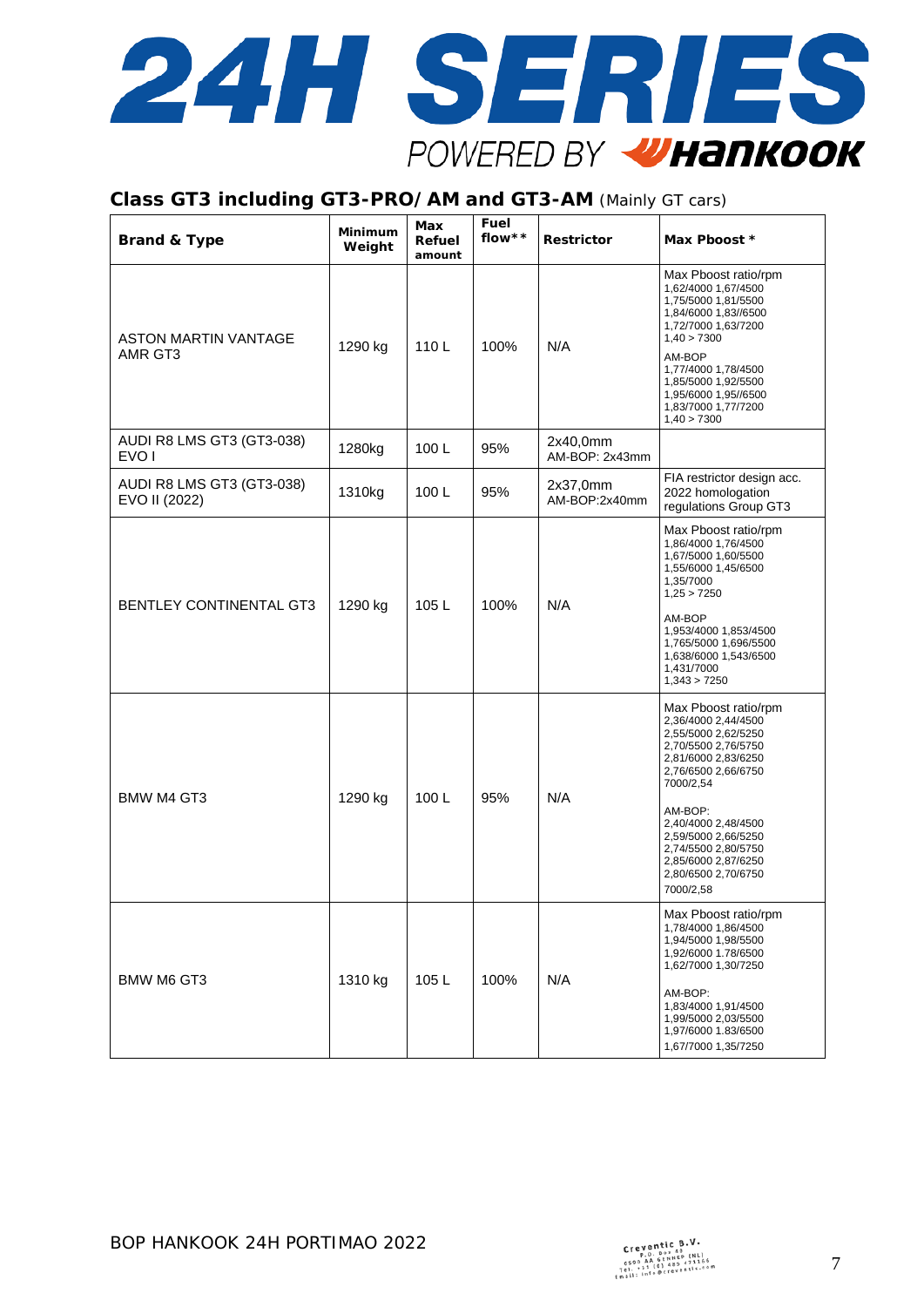## Class GT3 including GT3-PRO/AM and GT3-AM (Mainly GT cars)

| Brand & Type | Minimum Weight | Max Refuel amount | Fuel flow** | Restrictor | Max Pboost * |
|---|---|---|---|---|---|
| ASTON MARTIN VANTAGE AMR GT3 | 1290 kg | 110 L | 100% | N/A | Max Pboost ratio/rpm 1,62/4000 1,67/4500 1,75/5000 1,81/5500 1,84/6000 1,83//6500 1,72/7000 1,63/7200 1,40 > 7300 AM-BOP 1,77/4000 1,78/4500 1,85/5000 1,92/5500 1,95/6000 1,95//6500 1,83/7000 1,77/7200 1,40 > 7300 |
| AUDI R8 LMS GT3 (GT3-038) EVO I | 1280kg | 100 L | 95% | 2x40,0mm AM-BOP: 2x43mm | |
| AUDI R8 LMS GT3 (GT3-038) EVO II (2022) | 1310kg | 100 L | 95% | 2x37,0mm AM-BOP:2x40mm | FIA restrictor design acc. 2022 homologation regulations Group GT3 |
| BENTLEY CONTINENTAL GT3 | 1290 kg | 105 L | 100% | N/A | Max Pboost ratio/rpm 1,86/4000 1,76/4500 1,67/5000 1,60/5500 1,55/6000 1,45/6500 1,35/7000 1,25 > 7250 AM-BOP 1,953/4000 1,853/4500 1,765/5000 1,696/5500 1,638/6000 1,543/6500 1,431/7000 1,343 > 7250 |
| BMW M4 GT3 | 1290 kg | 100 L | 95% | N/A | Max Pboost ratio/rpm 2,36/4000 2,44/4500 2,55/5000 2,62/5250 2,70/5500 2,76/5750 2,81/6000 2,83/6250 2,76/6500 2,66/6750 7000/2,54 AM-BOP: 2,40/4000 2,48/4500 2,59/5000 2,66/5250 2,74/5500 2,80/5750 2,85/6000 2,87/6250 2,80/6500 2,70/6750 7000/2,58 |
| BMW M6 GT3 | 1310 kg | 105 L | 100% | N/A | Max Pboost ratio/rpm 1,78/4000 1,86/4500 1,94/5000 1,98/5500 1,92/6000 1.78/6500 1,62/7000 1,30/7250 AM-BOP: 1,83/4000 1,91/4500 1,99/5000 2,03/5500 1,97/6000 1.83/6500 1,67/7000 1,35/7250 |

BOP HANKOOK 24H PORTIMAO 2022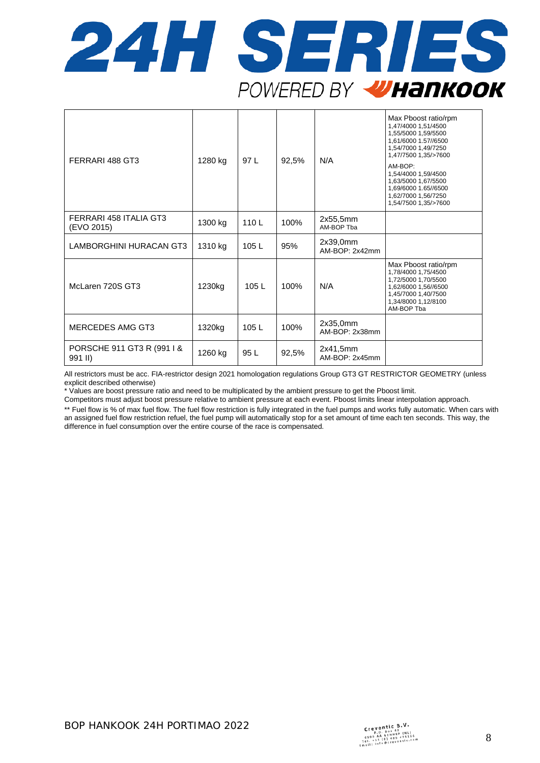| FERRARI 488 GT3 | 1280 kg | 97 L | 92,5% | N/A | Max Pboost ratio/rpm 1,47/4000 1,51/4500 1,55/5000 1,59/5500 1,61/6000 1.57//6500 1,54/7000 1,49/7250 1,47/7500 1,35/>7600 AM-BOP: 1,54/4000 1,59/4500 1,63/5000 1,67/5500 1,69/6000 1.65//6500 1,62/7000 1,56/7250 1,54/7500 1,35/>7600 |
|---|---|---|---|---|---|
| FERRARI 458 ITALIA GT3 (EVO 2015) | 1300 kg | 110 L | 100% | 2x55,5mm AM-BOP Tba | |
| LAMBORGHINI HURACAN GT3 | 1310 kg | 105 L | 95% | 2x39,0mm AM-BOP: 2x42mm | |
| McLaren 720S GT3 | 1230kg | 105 L | 100% | N/A | Max Pboost ratio/rpm 1,78/4000 1,75/4500 1,72/5000 1,70/5500 1,62/6000 1,56//6500 1,45/7000 1,40/7500 1,34/8000 1,12/8100 AM-BOP Tba |
| MERCEDES AMG GT3 | 1320kg | 105 L | 100% | 2x35,0mm AM-BOP: 2x38mm | |
| PORSCHE 911 GT3 R (991 I & 991 II) | 1260 kg | 95 L | 92,5% | 2x41,5mm AM-BOP: 2x45mm | |

All restrictors must be acc. FIA-restrictor design 2021 homologation regulations Group GT3 GT RESTRICTOR GEOMETRY (unless explicit described otherwise)

* Values are boost pressure ratio and need to be multiplicated by the ambient pressure to get the Pboost limit.

Competitors must adjust boost pressure relative to ambient pressure at each event. Pboost limits linear interpolation approach.

** Fuel flow is % of max fuel flow. The fuel flow restriction is fully integrated in the fuel pumps and works fully automatic. When cars with an assigned fuel flow restriction refuel, the fuel pump will automatically stop for a set amount of time each ten seconds. This way, the difference in fuel consumption over the entire course of the race is compensated.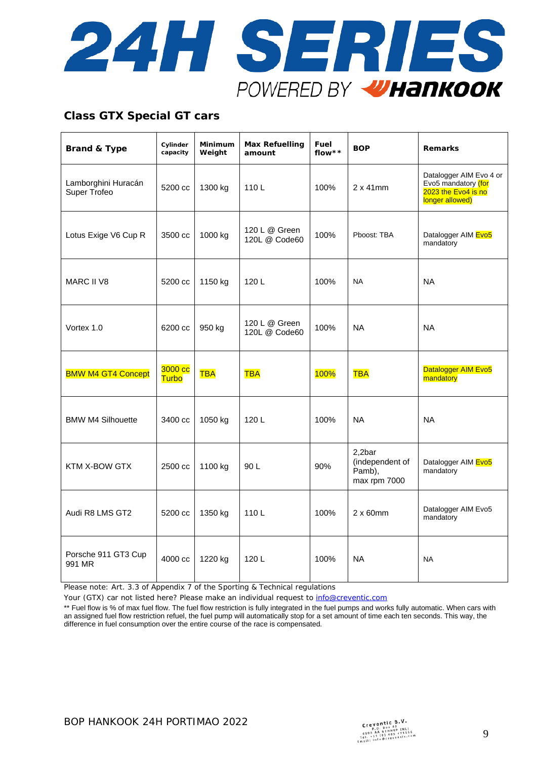## Class GTX Special GT cars

| Brand & Type | Cylinder capacity | Minimum Weight | Max Refuelling amount | Fuel flow** | BOP | Remarks |
|---|---|---|---|---|---|---|
| Lamborghini Huracán Super Trofeo | 5200 cc | 1300 kg | 110 L | 100% | 2 x 41mm | Datalogger AIM Evo 4 or Evo5 mandatory (for 2023 the Evo4 is no longer allowed) |
| Lotus Exige V6 Cup R | 3500 cc | 1000 kg | 120 L @ Green 120L @ Code60 | 100% | Pboost: TBA | Datalogger AIM Evo5 mandatory |
| MARC II V8 | 5200 cc | 1150 kg | 120 L | 100% | NA | NA |
| Vortex 1.0 | 6200 cc | 950 kg | 120 L @ Green 120L @ Code60 | 100% | NA | NA |
| BMW M4 GT4 Concept | 3000 cc Turbo | TBA | TBA | 100% | TBA | Datalogger AIM Evo5 mandatory |
| BMW M4 Silhouette | 3400 cc | 1050 kg | 120 L | 100% | NA | NA |
| KTM X-BOW GTX | 2500 cc | 1100 kg | 90 L | 90% | 2,2bar (independent of Pamb), max rpm 7000 | Datalogger AIM Evo5 mandatory |
| Audi R8 LMS GT2 | 5200 cc | 1350 kg | 110 L | 100% | 2 x 60mm | Datalogger AIM Evo5 mandatory |
| Porsche 911 GT3 Cup 991 MR | 4000 cc | 1220 kg | 120 L | 100% | NA | NA |

Please note: Art. 3.3 of Appendix 7 of the Sporting & Technical regulations

Your (GTX) car not listed here? Please make an individual request to info@creventic.com

** Fuel flow is % of max fuel flow. The fuel flow restriction is fully integrated in the fuel pumps and works fully automatic. When cars with an assigned fuel flow restriction refuel, the fuel pump will automatically stop for a set amount of time each ten seconds. This way, the difference in fuel consumption over the entire course of the race is compensated.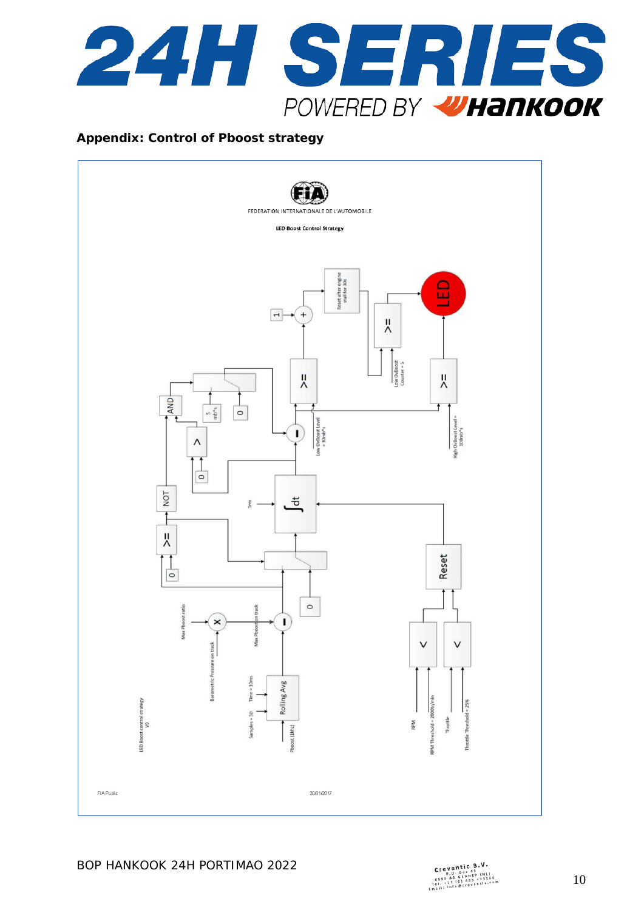## Appendix: Control of Pboost strategy

FEDERATION INTERNATIONALE DE L'AUTOMOBILE

LED Boost Control Strategy

Reset after engine stall for 30s

LED

1

+

>=

>=

>=

Low OvBoost Counter = 5

AND

5 mb*s

0

-

Low OvBoost Level = 30mb*s

High OvBoost Level = 100mb*s

>

0

NOT

1ms

∫dt

>=

0

Reset

0

Max Pboost ratio

X

-

Barometric Pressure on track

Max Pboost on track

Time = 10ms

Rolling Avg

Samples = 50

Pboost (1kHz)

>

>

RPM

RPM Threshold = 2000r/min

Throttle

Throttle Threshold = 25%

LED Boost control strategy V9

FIA Public

20/01/2017

BOP HANKOOK 24H PORTIMAO 2022